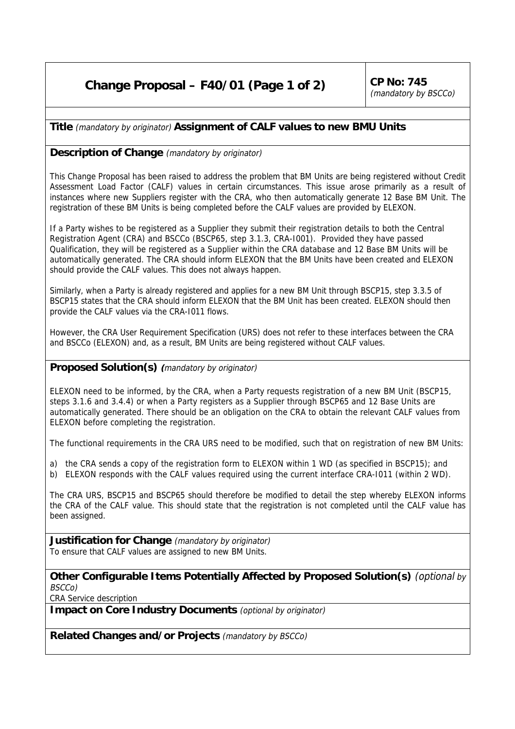# Change Proposal – F40/01 (Page 1 of 2)

**CP No: 745**
*(mandatory by BSCCo)*

**Title** *(mandatory by originator)* **Assignment of CALF values to new BMU Units**

## Description of Change *(mandatory by originator)*

This Change Proposal has been raised to address the problem that BM Units are being registered without Credit Assessment Load Factor (CALF) values in certain circumstances. This issue arose primarily as a result of instances where new Suppliers register with the CRA, who then automatically generate 12 Base BM Unit. The registration of these BM Units is being completed before the CALF values are provided by ELEXON.

If a Party wishes to be registered as a Supplier they submit their registration details to both the Central Registration Agent (CRA) and BSCCo (BSCP65, step 3.1.3, CRA-I001). Provided they have passed Qualification, they will be registered as a Supplier within the CRA database and 12 Base BM Units will be automatically generated. The CRA should inform ELEXON that the BM Units have been created and ELEXON should provide the CALF values. This does not always happen.

Similarly, when a Party is already registered and applies for a new BM Unit through BSCP15, step 3.3.5 of BSCP15 states that the CRA should inform ELEXON that the BM Unit has been created. ELEXON should then provide the CALF values via the CRA-I011 flows.

However, the CRA User Requirement Specification (URS) does not refer to these interfaces between the CRA and BSCCo (ELEXON) and, as a result, BM Units are being registered without CALF values.

## Proposed Solution(s) *(mandatory by originator)*

ELEXON need to be informed, by the CRA, when a Party requests registration of a new BM Unit (BSCP15, steps 3.1.6 and 3.4.4) or when a Party registers as a Supplier through BSCP65 and 12 Base Units are automatically generated. There should be an obligation on the CRA to obtain the relevant CALF values from ELEXON before completing the registration.

The functional requirements in the CRA URS need to be modified, such that on registration of new BM Units:

a) the CRA sends a copy of the registration form to ELEXON within 1 WD (as specified in BSCP15); and
b) ELEXON responds with the CALF values required using the current interface CRA-I011 (within 2 WD).

The CRA URS, BSCP15 and BSCP65 should therefore be modified to detail the step whereby ELEXON informs the CRA of the CALF value. This should state that the registration is not completed until the CALF value has been assigned.

## Justification for Change *(mandatory by originator)*

To ensure that CALF values are assigned to new BM Units.

## Other Configurable Items Potentially Affected by Proposed Solution(s) *(optional by BSCCo)*

CRA Service description

## Impact on Core Industry Documents *(optional by originator)*

## Related Changes and/or Projects *(mandatory by BSCCo)*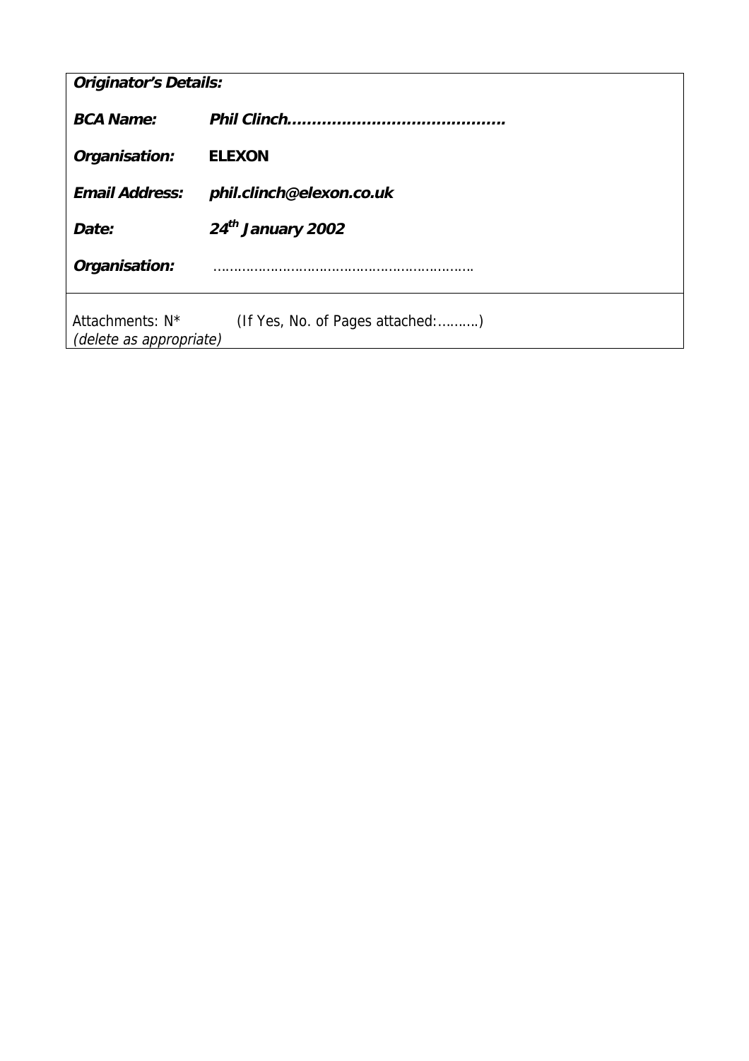***Originator's Details:***

***BCA Name:*** ***Phil Clinch……………………………………***

***Organisation:*** **ELEXON**

***Email Address:*** ***phil.clinch@elexon.co.uk***

***Date:*** ***24th January 2002***

***Organisation:*** ………………………………………………………

Attachments: N* (If Yes, No. of Pages attached:……….)
*(delete as appropriate)*